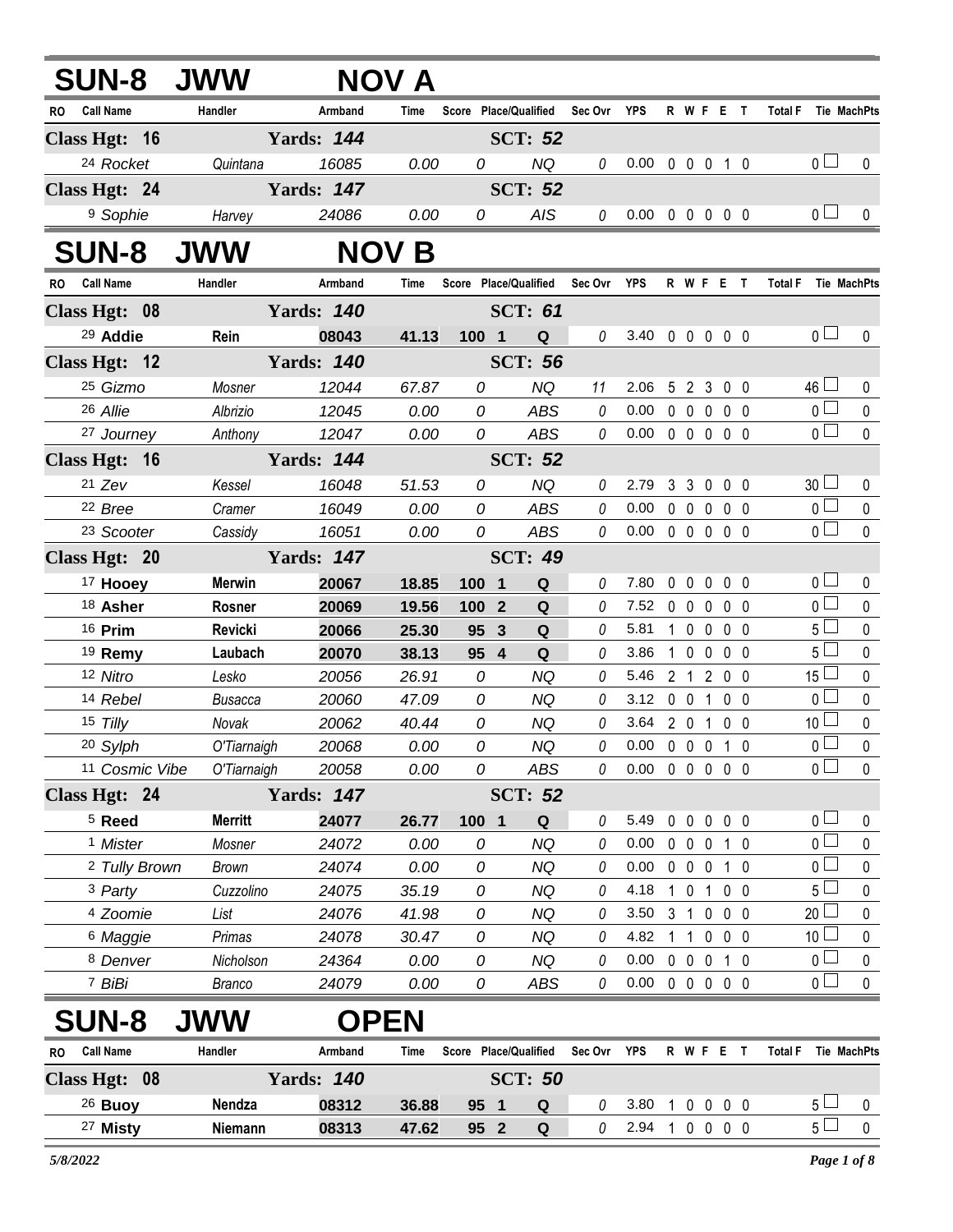## SUN-8 JWW NOV A

| RO | Call Name | Handler | Armband | Time | Score | Place/Qualified | Sec Ovr | YPS | R | W | F | E | T | Total F | Tie | MachPts |
|---|---|---|---|---|---|---|---|---|---|---|---|---|---|---|---|---|
| **Class Hgt: 16** | | **Yards: 144** | | | | **SCT: 52** | | | | | | | | | | |
| 24 | Rocket | Quintana | 16085 | 0.00 | 0 | NQ | 0 | 0.00 | 0 | 0 | 0 | 1 | 0 | 0 | ☐ | 0 |
| **Class Hgt: 24** | | **Yards: 147** | | | | **SCT: 52** | | | | | | | | | | |
| 9 | Sophie | Harvey | 24086 | 0.00 | 0 | AIS | 0 | 0.00 | 0 | 0 | 0 | 0 | 0 | 0 | ☐ | 0 |

## SUN-8 JWW NOV B

| RO | Call Name | Handler | Armband | Time | Score | Place/Qualified | Sec Ovr | YPS | R | W | F | E | T | Total F | Tie | MachPts |
|---|---|---|---|---|---|---|---|---|---|---|---|---|---|---|---|---|
| **Class Hgt: 08** | | **Yards: 140** | | | | **SCT: 61** | | | | | | | | | | |
| 29 | **Addie** | **Rein** | **08043** | **41.13** | **100** | **1 Q** | 0 | 3.40 | 0 | 0 | 0 | 0 | 0 | 0 | ☐ | 0 |
| **Class Hgt: 12** | | **Yards: 140** | | | | **SCT: 56** | | | | | | | | | | |
| 25 | Gizmo | Mosner | 12044 | 67.87 | 0 | NQ | 11 | 2.06 | 5 | 2 | 3 | 0 | 0 | 46 | ☐ | 0 |
| 26 | Allie | Albrizio | 12045 | 0.00 | 0 | ABS | 0 | 0.00 | 0 | 0 | 0 | 0 | 0 | 0 | ☐ | 0 |
| 27 | Journey | Anthony | 12047 | 0.00 | 0 | ABS | 0 | 0.00 | 0 | 0 | 0 | 0 | 0 | 0 | ☐ | 0 |
| **Class Hgt: 16** | | **Yards: 144** | | | | **SCT: 52** | | | | | | | | | | |
| 21 | Zev | Kessel | 16048 | 51.53 | 0 | NQ | 0 | 2.79 | 3 | 3 | 0 | 0 | 0 | 30 | ☐ | 0 |
| 22 | Bree | Cramer | 16049 | 0.00 | 0 | ABS | 0 | 0.00 | 0 | 0 | 0 | 0 | 0 | 0 | ☐ | 0 |
| 23 | Scooter | Cassidy | 16051 | 0.00 | 0 | ABS | 0 | 0.00 | 0 | 0 | 0 | 0 | 0 | 0 | ☐ | 0 |
| **Class Hgt: 20** | | **Yards: 147** | | | | **SCT: 49** | | | | | | | | | | |
| 17 | **Hooey** | **Merwin** | **20067** | **18.85** | **100** | **1 Q** | 0 | 7.80 | 0 | 0 | 0 | 0 | 0 | 0 | ☐ | 0 |
| 18 | **Asher** | **Rosner** | **20069** | **19.56** | **100** | **2 Q** | 0 | 7.52 | 0 | 0 | 0 | 0 | 0 | 0 | ☐ | 0 |
| 16 | **Prim** | **Revicki** | **20066** | **25.30** | **95** | **3 Q** | 0 | 5.81 | 1 | 0 | 0 | 0 | 0 | 5 | ☐ | 0 |
| 19 | **Remy** | **Laubach** | **20070** | **38.13** | **95** | **4 Q** | 0 | 3.86 | 1 | 0 | 0 | 0 | 0 | 5 | ☐ | 0 |
| 12 | Nitro | Lesko | 20056 | 26.91 | 0 | NQ | 0 | 5.46 | 2 | 1 | 2 | 0 | 0 | 15 | ☐ | 0 |
| 14 | Rebel | Busacca | 20060 | 47.09 | 0 | NQ | 0 | 3.12 | 0 | 0 | 1 | 0 | 0 | 0 | ☐ | 0 |
| 15 | Tilly | Novak | 20062 | 40.44 | 0 | NQ | 0 | 3.64 | 2 | 0 | 1 | 0 | 0 | 10 | ☐ | 0 |
| 20 | Sylph | O'Tiarnaigh | 20068 | 0.00 | 0 | NQ | 0 | 0.00 | 0 | 0 | 0 | 1 | 0 | 0 | ☐ | 0 |
| 11 | Cosmic Vibe | O'Tiarnaigh | 20058 | 0.00 | 0 | ABS | 0 | 0.00 | 0 | 0 | 0 | 0 | 0 | 0 | ☐ | 0 |
| **Class Hgt: 24** | | **Yards: 147** | | | | **SCT: 52** | | | | | | | | | | |
| 5 | **Reed** | **Merritt** | **24077** | **26.77** | **100** | **1 Q** | 0 | 5.49 | 0 | 0 | 0 | 0 | 0 | 0 | ☐ | 0 |
| 1 | Mister | Mosner | 24072 | 0.00 | 0 | NQ | 0 | 0.00 | 0 | 0 | 0 | 1 | 0 | 0 | ☐ | 0 |
| 2 | Tully Brown | Brown | 24074 | 0.00 | 0 | NQ | 0 | 0.00 | 0 | 0 | 0 | 1 | 0 | 0 | ☐ | 0 |
| 3 | Party | Cuzzolino | 24075 | 35.19 | 0 | NQ | 0 | 4.18 | 1 | 0 | 1 | 0 | 0 | 5 | ☐ | 0 |
| 4 | Zoomie | List | 24076 | 41.98 | 0 | NQ | 0 | 3.50 | 3 | 1 | 0 | 0 | 0 | 20 | ☐ | 0 |
| 6 | Maggie | Primas | 24078 | 30.47 | 0 | NQ | 0 | 4.82 | 1 | 1 | 0 | 0 | 0 | 10 | ☐ | 0 |
| 8 | Denver | Nicholson | 24364 | 0.00 | 0 | NQ | 0 | 0.00 | 0 | 0 | 0 | 1 | 0 | 0 | ☐ | 0 |
| 7 | BiBi | Branco | 24079 | 0.00 | 0 | ABS | 0 | 0.00 | 0 | 0 | 0 | 0 | 0 | 0 | ☐ | 0 |

## SUN-8 JWW OPEN

| RO | Call Name | Handler | Armband | Time | Score | Place/Qualified | Sec Ovr | YPS | R | W | F | E | T | Total F | Tie | MachPts |
|---|---|---|---|---|---|---|---|---|---|---|---|---|---|---|---|---|
| **Class Hgt: 08** | | **Yards: 140** | | | | **SCT: 50** | | | | | | | | | | |
| 26 | **Buoy** | **Nendza** | **08312** | **36.88** | **95** | **1 Q** | 0 | 3.80 | 1 | 0 | 0 | 0 | 0 | 5 | ☐ | 0 |
| 27 | **Misty** | **Niemann** | **08313** | **47.62** | **95** | **2 Q** | 0 | 2.94 | 1 | 0 | 0 | 0 | 0 | 5 | ☐ | 0 |

*5/8/2022*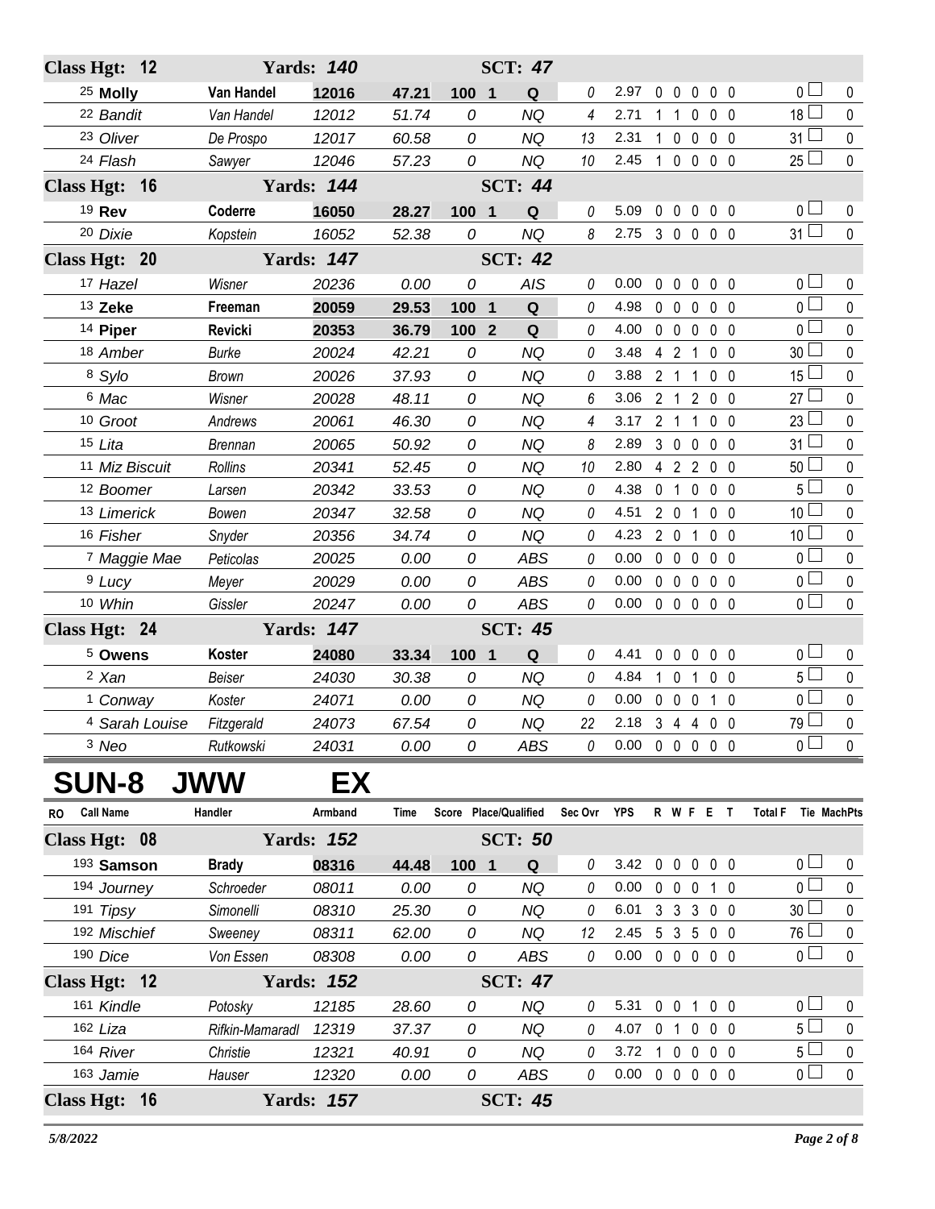| RO | Call Name | Handler | Armband | Time | Score | Place/Qualified | | Sec Ovr | YPS | R | W | F | E | T | Total F | Tie | MachPts |
|---|---|---|---|---|---|---|---|---|---|---|---|---|---|---|---|---|---|
| **Class Hgt: 12** | | **Yards: 140** | | | | **SCT: 47** | | | | | | | | | | | |
| 25 | **Molly** | **Van Handel** | **12016** | **47.21** | **100** | **1** | **Q** | 0 | 2.97 | 0 | 0 | 0 | 0 | 0 | 0 | | 0 |
| 22 | *Bandit* | *Van Handel* | *12012* | *51.74* | *0* | | *NQ* | 4 | 2.71 | 1 | 1 | 0 | 0 | 0 | 18 | | 0 |
| 23 | *Oliver* | *De Prospo* | *12017* | *60.58* | *0* | | *NQ* | 13 | 2.31 | 1 | 0 | 0 | 0 | 0 | 31 | | 0 |
| 24 | *Flash* | *Sawyer* | *12046* | *57.23* | *0* | | *NQ* | 10 | 2.45 | 1 | 0 | 0 | 0 | 0 | 25 | | 0 |
| **Class Hgt: 16** | | **Yards: 144** | | | | **SCT: 44** | | | | | | | | | | | |
| 19 | **Rev** | **Coderre** | **16050** | **28.27** | **100** | **1** | **Q** | 0 | 5.09 | 0 | 0 | 0 | 0 | 0 | 0 | | 0 |
| 20 | *Dixie* | *Kopstein* | *16052* | *52.38* | *0* | | *NQ* | 8 | 2.75 | 3 | 0 | 0 | 0 | 0 | 31 | | 0 |
| **Class Hgt: 20** | | **Yards: 147** | | | | **SCT: 42** | | | | | | | | | | | |
| 17 | *Hazel* | *Wisner* | *20236* | *0.00* | *0* | | *AIS* | 0 | 0.00 | 0 | 0 | 0 | 0 | 0 | 0 | | 0 |
| 13 | **Zeke** | **Freeman** | **20059** | **29.53** | **100** | **1** | **Q** | 0 | 4.98 | 0 | 0 | 0 | 0 | 0 | 0 | | 0 |
| 14 | **Piper** | **Revicki** | **20353** | **36.79** | **100** | **2** | **Q** | 0 | 4.00 | 0 | 0 | 0 | 0 | 0 | 0 | | 0 |
| 18 | *Amber* | *Burke* | *20024* | *42.21* | *0* | | *NQ* | 0 | 3.48 | 4 | 2 | 1 | 0 | 0 | 30 | | 0 |
| 8 | *Sylo* | *Brown* | *20026* | *37.93* | *0* | | *NQ* | 0 | 3.88 | 2 | 1 | 1 | 0 | 0 | 15 | | 0 |
| 6 | *Mac* | *Wisner* | *20028* | *48.11* | *0* | | *NQ* | 6 | 3.06 | 2 | 1 | 2 | 0 | 0 | 27 | | 0 |
| 10 | *Groot* | *Andrews* | *20061* | *46.30* | *0* | | *NQ* | 4 | 3.17 | 2 | 1 | 1 | 0 | 0 | 23 | | 0 |
| 15 | *Lita* | *Brennan* | *20065* | *50.92* | *0* | | *NQ* | 8 | 2.89 | 3 | 0 | 0 | 0 | 0 | 31 | | 0 |
| 11 | *Miz Biscuit* | *Rollins* | *20341* | *52.45* | *0* | | *NQ* | 10 | 2.80 | 4 | 2 | 2 | 0 | 0 | 50 | | 0 |
| 12 | *Boomer* | *Larsen* | *20342* | *33.53* | *0* | | *NQ* | 0 | 4.38 | 0 | 1 | 0 | 0 | 0 | 5 | | 0 |
| 13 | *Limerick* | *Bowen* | *20347* | *32.58* | *0* | | *NQ* | 0 | 4.51 | 2 | 0 | 1 | 0 | 0 | 10 | | 0 |
| 16 | *Fisher* | *Snyder* | *20356* | *34.74* | *0* | | *NQ* | 0 | 4.23 | 2 | 0 | 1 | 0 | 0 | 10 | | 0 |
| 7 | *Maggie Mae* | *Peticolas* | *20025* | *0.00* | *0* | | *ABS* | 0 | 0.00 | 0 | 0 | 0 | 0 | 0 | 0 | | 0 |
| 9 | *Lucy* | *Meyer* | *20029* | *0.00* | *0* | | *ABS* | 0 | 0.00 | 0 | 0 | 0 | 0 | 0 | 0 | | 0 |
| 10 | *Whin* | *Gissler* | *20247* | *0.00* | *0* | | *ABS* | 0 | 0.00 | 0 | 0 | 0 | 0 | 0 | 0 | | 0 |
| **Class Hgt: 24** | | **Yards: 147** | | | | **SCT: 45** | | | | | | | | | | | |
| 5 | **Owens** | **Koster** | **24080** | **33.34** | **100** | **1** | **Q** | 0 | 4.41 | 0 | 0 | 0 | 0 | 0 | 0 | | 0 |
| 2 | *Xan* | *Beiser* | *24030* | *30.38* | *0* | | *NQ* | 0 | 4.84 | 1 | 0 | 1 | 0 | 0 | 5 | | 0 |
| 1 | *Conway* | *Koster* | *24071* | *0.00* | *0* | | *NQ* | 0 | 0.00 | 0 | 0 | 0 | 1 | 0 | 0 | | 0 |
| 4 | *Sarah Louise* | *Fitzgerald* | *24073* | *67.54* | *0* | | *NQ* | 22 | 2.18 | 3 | 4 | 4 | 0 | 0 | 79 | | 0 |
| 3 | *Neo* | *Rutkowski* | *24031* | *0.00* | *0* | | *ABS* | 0 | 0.00 | 0 | 0 | 0 | 0 | 0 | 0 | | 0 |

# SUN-8 JWW EX

| RO | Call Name | Handler | Armband | Time | Score | Place/Qualified | | Sec Ovr | YPS | R | W | F | E | T | Total F | Tie | MachPts |
|---|---|---|---|---|---|---|---|---|---|---|---|---|---|---|---|---|---|
| **Class Hgt: 08** | | **Yards: 152** | | | | **SCT: 50** | | | | | | | | | | | |
| 193 | **Samson** | **Brady** | **08316** | **44.48** | **100** | **1** | **Q** | 0 | 3.42 | 0 | 0 | 0 | 0 | 0 | 0 | | 0 |
| 194 | *Journey* | *Schroeder* | *08011* | *0.00* | *0* | | *NQ* | 0 | 0.00 | 0 | 0 | 0 | 1 | 0 | 0 | | 0 |
| 191 | *Tipsy* | *Simonelli* | *08310* | *25.30* | *0* | | *NQ* | 0 | 6.01 | 3 | 3 | 3 | 0 | 0 | 30 | | 0 |
| 192 | *Mischief* | *Sweeney* | *08311* | *62.00* | *0* | | *NQ* | 12 | 2.45 | 5 | 3 | 5 | 0 | 0 | 76 | | 0 |
| 190 | *Dice* | *Von Essen* | *08308* | *0.00* | *0* | | *ABS* | 0 | 0.00 | 0 | 0 | 0 | 0 | 0 | 0 | | 0 |
| **Class Hgt: 12** | | **Yards: 152** | | | | **SCT: 47** | | | | | | | | | | | |
| 161 | *Kindle* | *Potosky* | *12185* | *28.60* | *0* | | *NQ* | 0 | 5.31 | 0 | 0 | 1 | 0 | 0 | 0 | | 0 |
| 162 | *Liza* | *Rifkin-Mamaradl* | *12319* | *37.37* | *0* | | *NQ* | 0 | 4.07 | 0 | 1 | 0 | 0 | 0 | 5 | | 0 |
| 164 | *River* | *Christie* | *12321* | *40.91* | *0* | | *NQ* | 0 | 3.72 | 1 | 0 | 0 | 0 | 0 | 5 | | 0 |
| 163 | *Jamie* | *Hauser* | *12320* | *0.00* | *0* | | *ABS* | 0 | 0.00 | 0 | 0 | 0 | 0 | 0 | 0 | | 0 |
| **Class Hgt: 16** | | **Yards: 157** | | | | **SCT: 45** | | | | | | | | | | | |

*5/8/2022*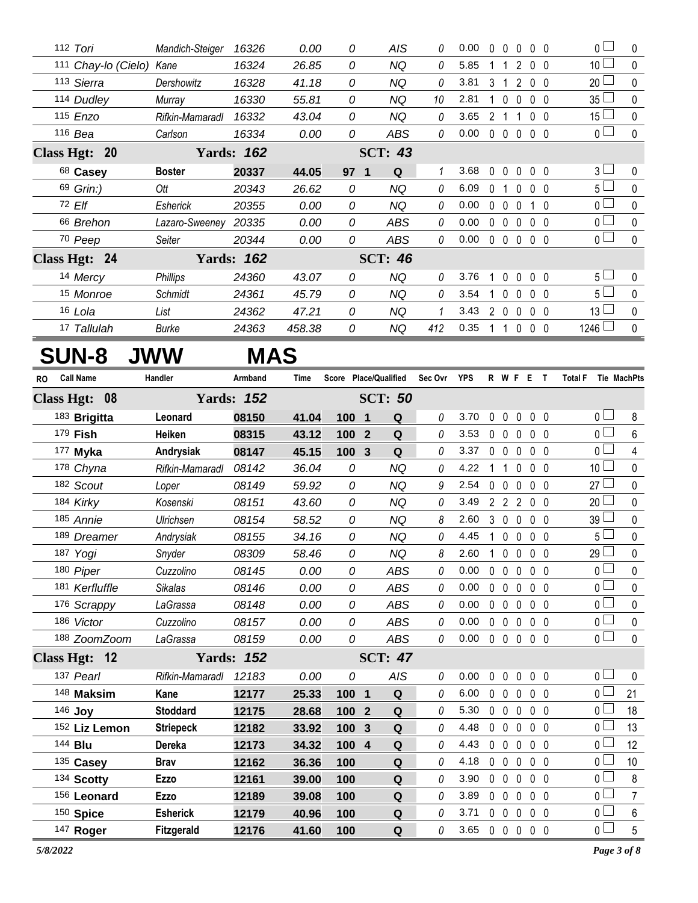| RO | Call Name | Handler | Armband | Time | Score | Place/Qualified | | Sec Ovr | YPS | R | W | F | E | T | Total F | Tie | MachPts |
|---|---|---|---|---|---|---|---|---|---|---|---|---|---|---|---|---|---|
| | 112 Tori | Mandich-Steiger | 16326 | 0.00 | 0 | | AIS | 0 | 0.00 | 0 | 0 | 0 | 0 | 0 | 0 | | 0 |
| | 111 Chay-lo (Cielo) | Kane | 16324 | 26.85 | 0 | | NQ | 0 | 5.85 | 1 | 1 | 2 | 0 | 0 | 10 | | 0 |
| | 113 Sierra | Dershowitz | 16328 | 41.18 | 0 | | NQ | 0 | 3.81 | 3 | 1 | 2 | 0 | 0 | 20 | | 0 |
| | 114 Dudley | Murray | 16330 | 55.81 | 0 | | NQ | 10 | 2.81 | 1 | 0 | 0 | 0 | 0 | 35 | | 0 |
| | 115 Enzo | Rifkin-Mamaradl | 16332 | 43.04 | 0 | | NQ | 0 | 3.65 | 2 | 1 | 1 | 0 | 0 | 15 | | 0 |
| | 116 Bea | Carlson | 16334 | 0.00 | 0 | | ABS | 0 | 0.00 | 0 | 0 | 0 | 0 | 0 | 0 | | 0 |
| **Class Hgt: 20** | | **Yards: 162** | | | | **SCT: 43** | | | | | | | | | | | |
| | 68 **Casey** | **Boster** | **20337** | **44.05** | **97** | **1** | **Q** | 1 | 3.68 | 0 | 0 | 0 | 0 | 0 | 3 | | 0 |
| | 69 Grin:) | Ott | 20343 | 26.62 | 0 | | NQ | 0 | 6.09 | 0 | 1 | 0 | 0 | 0 | 5 | | 0 |
| | 72 Elf | Esherick | 20355 | 0.00 | 0 | | NQ | 0 | 0.00 | 0 | 0 | 0 | 1 | 0 | 0 | | 0 |
| | 66 Brehon | Lazaro-Sweeney | 20335 | 0.00 | 0 | | ABS | 0 | 0.00 | 0 | 0 | 0 | 0 | 0 | 0 | | 0 |
| | 70 Peep | Seiter | 20344 | 0.00 | 0 | | ABS | 0 | 0.00 | 0 | 0 | 0 | 0 | 0 | 0 | | 0 |
| **Class Hgt: 24** | | **Yards: 162** | | | | **SCT: 46** | | | | | | | | | | | |
| | 14 Mercy | Phillips | 24360 | 43.07 | 0 | | NQ | 0 | 3.76 | 1 | 0 | 0 | 0 | 0 | 5 | | 0 |
| | 15 Monroe | Schmidt | 24361 | 45.79 | 0 | | NQ | 0 | 3.54 | 1 | 0 | 0 | 0 | 0 | 5 | | 0 |
| | 16 Lola | List | 24362 | 47.21 | 0 | | NQ | 1 | 3.43 | 2 | 0 | 0 | 0 | 0 | 13 | | 0 |
| | 17 Tallulah | Burke | 24363 | 458.38 | 0 | | NQ | 412 | 0.35 | 1 | 1 | 0 | 0 | 0 | 1246 | | 0 |

# SUN-8 JWW MAS

| RO | Call Name | Handler | Armband | Time | Score | Place/Qualified | | Sec Ovr | YPS | R | W | F | E | T | Total F | Tie | MachPts |
|---|---|---|---|---|---|---|---|---|---|---|---|---|---|---|---|---|---|
| **Class Hgt: 08** | | **Yards: 152** | | | | **SCT: 50** | | | | | | | | | | | |
| | 183 **Brigitta** | **Leonard** | **08150** | **41.04** | **100** | **1** | **Q** | 0 | 3.70 | 0 | 0 | 0 | 0 | 0 | 0 | | 8 |
| | 179 **Fish** | **Heiken** | **08315** | **43.12** | **100** | **2** | **Q** | 0 | 3.53 | 0 | 0 | 0 | 0 | 0 | 0 | | 6 |
| | 177 **Myka** | **Andrysiak** | **08147** | **45.15** | **100** | **3** | **Q** | 0 | 3.37 | 0 | 0 | 0 | 0 | 0 | 0 | | 4 |
| | 178 Chyna | Rifkin-Mamaradl | 08142 | 36.04 | 0 | | NQ | 0 | 4.22 | 1 | 1 | 0 | 0 | 0 | 10 | | 0 |
| | 182 Scout | Loper | 08149 | 59.92 | 0 | | NQ | 9 | 2.54 | 0 | 0 | 0 | 0 | 0 | 27 | | 0 |
| | 184 Kirky | Kosenski | 08151 | 43.60 | 0 | | NQ | 0 | 3.49 | 2 | 2 | 2 | 0 | 0 | 20 | | 0 |
| | 185 Annie | Ulrichsen | 08154 | 58.52 | 0 | | NQ | 8 | 2.60 | 3 | 0 | 0 | 0 | 0 | 39 | | 0 |
| | 189 Dreamer | Andrysiak | 08155 | 34.16 | 0 | | NQ | 0 | 4.45 | 1 | 0 | 0 | 0 | 0 | 5 | | 0 |
| | 187 Yogi | Snyder | 08309 | 58.46 | 0 | | NQ | 8 | 2.60 | 1 | 0 | 0 | 0 | 0 | 29 | | 0 |
| | 180 Piper | Cuzzolino | 08145 | 0.00 | 0 | | ABS | 0 | 0.00 | 0 | 0 | 0 | 0 | 0 | 0 | | 0 |
| | 181 Kerfluffle | Sikalas | 08146 | 0.00 | 0 | | ABS | 0 | 0.00 | 0 | 0 | 0 | 0 | 0 | 0 | | 0 |
| | 176 Scrappy | LaGrassa | 08148 | 0.00 | 0 | | ABS | 0 | 0.00 | 0 | 0 | 0 | 0 | 0 | 0 | | 0 |
| | 186 Victor | Cuzzolino | 08157 | 0.00 | 0 | | ABS | 0 | 0.00 | 0 | 0 | 0 | 0 | 0 | 0 | | 0 |
| | 188 ZoomZoom | LaGrassa | 08159 | 0.00 | 0 | | ABS | 0 | 0.00 | 0 | 0 | 0 | 0 | 0 | 0 | | 0 |
| **Class Hgt: 12** | | **Yards: 152** | | | | **SCT: 47** | | | | | | | | | | | |
| | 137 Pearl | Rifkin-Mamaradl | 12183 | 0.00 | 0 | | AIS | 0 | 0.00 | 0 | 0 | 0 | 0 | 0 | 0 | | 0 |
| | 148 **Maksim** | **Kane** | **12177** | **25.33** | **100** | **1** | **Q** | 0 | 6.00 | 0 | 0 | 0 | 0 | 0 | 0 | | 21 |
| | 146 **Joy** | **Stoddard** | **12175** | **28.68** | **100** | **2** | **Q** | 0 | 5.30 | 0 | 0 | 0 | 0 | 0 | 0 | | 18 |
| | 152 **Liz Lemon** | **Striepeck** | **12182** | **33.92** | **100** | **3** | **Q** | 0 | 4.48 | 0 | 0 | 0 | 0 | 0 | 0 | | 13 |
| | 144 **Blu** | **Dereka** | **12173** | **34.32** | **100** | **4** | **Q** | 0 | 4.43 | 0 | 0 | 0 | 0 | 0 | 0 | | 12 |
| | 135 **Casey** | **Brav** | **12162** | **36.36** | **100** | | **Q** | 0 | 4.18 | 0 | 0 | 0 | 0 | 0 | 0 | | 10 |
| | 134 **Scotty** | **Ezzo** | **12161** | **39.00** | **100** | | **Q** | 0 | 3.90 | 0 | 0 | 0 | 0 | 0 | 0 | | 8 |
| | 156 **Leonard** | **Ezzo** | **12189** | **39.08** | **100** | | **Q** | 0 | 3.89 | 0 | 0 | 0 | 0 | 0 | 0 | | 7 |
| | 150 **Spice** | **Esherick** | **12179** | **40.96** | **100** | | **Q** | 0 | 3.71 | 0 | 0 | 0 | 0 | 0 | 0 | | 6 |
| | 147 **Roger** | **Fitzgerald** | **12176** | **41.60** | **100** | | **Q** | 0 | 3.65 | 0 | 0 | 0 | 0 | 0 | 0 | | 5 |

5/8/2022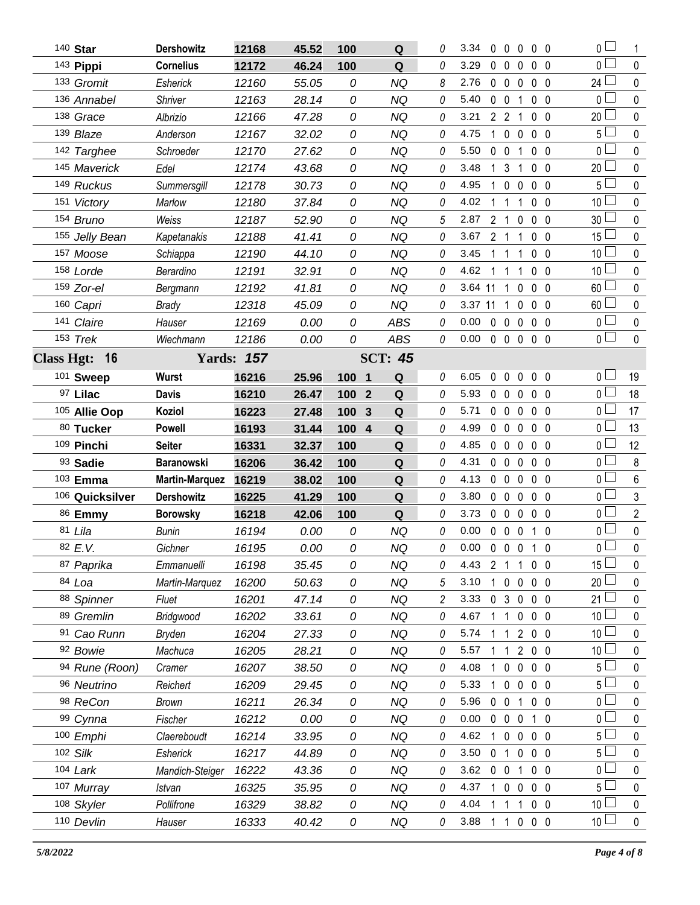| Armband | Dog | Handler | Reg | Time | Score | Place | Q | Time Flts | YPS | Course Flts | | | | | Total Flts | Points |
|---|---|---|---|---|---|---|---|---|---|---|---|---|---|---|---|---|
| 140 | **Star** | **Dershowitz** | **12168** | **45.52** | **100** | | **Q** | 0 | 3.34 | 0 | 0 | 0 | 0 | 0 | 0 | 1 |
| 143 | **Pippi** | **Cornelius** | **12172** | **46.24** | **100** | | **Q** | 0 | 3.29 | 0 | 0 | 0 | 0 | 0 | 0 | 0 |
| 133 | *Gromit* | *Esherick* | *12160* | *55.05* | *0* | | *NQ* | 8 | 2.76 | 0 | 0 | 0 | 0 | 0 | 24 | 0 |
| 136 | *Annabel* | *Shriver* | *12163* | *28.14* | *0* | | *NQ* | 0 | 5.40 | 0 | 0 | 1 | 0 | 0 | 0 | 0 |
| 138 | *Grace* | *Albrizio* | *12166* | *47.28* | *0* | | *NQ* | 0 | 3.21 | 2 | 2 | 1 | 0 | 0 | 20 | 0 |
| 139 | *Blaze* | *Anderson* | *12167* | *32.02* | *0* | | *NQ* | 0 | 4.75 | 1 | 0 | 0 | 0 | 0 | 5 | 0 |
| 142 | *Targhee* | *Schroeder* | *12170* | *27.62* | *0* | | *NQ* | 0 | 5.50 | 0 | 0 | 1 | 0 | 0 | 0 | 0 |
| 145 | *Maverick* | *Edel* | *12174* | *43.68* | *0* | | *NQ* | 0 | 3.48 | 1 | 3 | 1 | 0 | 0 | 20 | 0 |
| 149 | *Ruckus* | *Summersgill* | *12178* | *30.73* | *0* | | *NQ* | 0 | 4.95 | 1 | 0 | 0 | 0 | 0 | 5 | 0 |
| 151 | *Victory* | *Marlow* | *12180* | *37.84* | *0* | | *NQ* | 0 | 4.02 | 1 | 1 | 1 | 0 | 0 | 10 | 0 |
| 154 | *Bruno* | *Weiss* | *12187* | *52.90* | *0* | | *NQ* | 5 | 2.87 | 2 | 1 | 0 | 0 | 0 | 30 | 0 |
| 155 | *Jelly Bean* | *Kapetanakis* | *12188* | *41.41* | *0* | | *NQ* | 0 | 3.67 | 2 | 1 | 1 | 0 | 0 | 15 | 0 |
| 157 | *Moose* | *Schiappa* | *12190* | *44.10* | *0* | | *NQ* | 0 | 3.45 | 1 | 1 | 1 | 0 | 0 | 10 | 0 |
| 158 | *Lorde* | *Berardino* | *12191* | *32.91* | *0* | | *NQ* | 0 | 4.62 | 1 | 1 | 1 | 0 | 0 | 10 | 0 |
| 159 | *Zor-el* | *Bergmann* | *12192* | *41.81* | *0* | | *NQ* | 0 | 3.64 | 11 | 1 | 0 | 0 | 0 | 60 | 0 |
| 160 | *Capri* | *Brady* | *12318* | *45.09* | *0* | | *NQ* | 0 | 3.37 | 11 | 1 | 0 | 0 | 0 | 60 | 0 |
| 141 | *Claire* | *Hauser* | *12169* | *0.00* | *0* | | *ABS* | 0 | 0.00 | 0 | 0 | 0 | 0 | 0 | 0 | 0 |
| 153 | *Trek* | *Wiechmann* | *12186* | *0.00* | *0* | | *ABS* | 0 | 0.00 | 0 | 0 | 0 | 0 | 0 | 0 | 0 |
| **Class Hgt: 16** | | **Yards: 157** | | | | | **SCT: 45** | | | | | | | | | |
| 101 | **Sweep** | **Wurst** | **16216** | **25.96** | **100** | **1** | **Q** | 0 | 6.05 | 0 | 0 | 0 | 0 | 0 | 0 | 19 |
| 97 | **Lilac** | **Davis** | **16210** | **26.47** | **100** | **2** | **Q** | 0 | 5.93 | 0 | 0 | 0 | 0 | 0 | 0 | 18 |
| 105 | **Allie Oop** | **Koziol** | **16223** | **27.48** | **100** | **3** | **Q** | 0 | 5.71 | 0 | 0 | 0 | 0 | 0 | 0 | 17 |
| 80 | **Tucker** | **Powell** | **16193** | **31.44** | **100** | **4** | **Q** | 0 | 4.99 | 0 | 0 | 0 | 0 | 0 | 0 | 13 |
| 109 | **Pinchi** | **Seiter** | **16331** | **32.37** | **100** | | **Q** | 0 | 4.85 | 0 | 0 | 0 | 0 | 0 | 0 | 12 |
| 93 | **Sadie** | **Baranowski** | **16206** | **36.42** | **100** | | **Q** | 0 | 4.31 | 0 | 0 | 0 | 0 | 0 | 0 | 8 |
| 103 | **Emma** | **Martin-Marquez** | **16219** | **38.02** | **100** | | **Q** | 0 | 4.13 | 0 | 0 | 0 | 0 | 0 | 0 | 6 |
| 106 | **Quicksilver** | **Dershowitz** | **16225** | **41.29** | **100** | | **Q** | 0 | 3.80 | 0 | 0 | 0 | 0 | 0 | 0 | 3 |
| 86 | **Emmy** | **Borowsky** | **16218** | **42.06** | **100** | | **Q** | 0 | 3.73 | 0 | 0 | 0 | 0 | 0 | 0 | 2 |
| 81 | *Lila* | *Bunin* | *16194* | *0.00* | *0* | | *NQ* | 0 | 0.00 | 0 | 0 | 0 | 1 | 0 | 0 | 0 |
| 82 | *E.V.* | *Gichner* | *16195* | *0.00* | *0* | | *NQ* | 0 | 0.00 | 0 | 0 | 0 | 1 | 0 | 0 | 0 |
| 87 | *Paprika* | *Emmanuelli* | *16198* | *35.45* | *0* | | *NQ* | 0 | 4.43 | 2 | 1 | 1 | 0 | 0 | 15 | 0 |
| 84 | *Loa* | *Martin-Marquez* | *16200* | *50.63* | *0* | | *NQ* | 5 | 3.10 | 1 | 0 | 0 | 0 | 0 | 20 | 0 |
| 88 | *Spinner* | *Fluet* | *16201* | *47.14* | *0* | | *NQ* | 2 | 3.33 | 0 | 3 | 0 | 0 | 0 | 21 | 0 |
| 89 | *Gremlin* | *Bridgwood* | *16202* | *33.61* | *0* | | *NQ* | 0 | 4.67 | 1 | 1 | 0 | 0 | 0 | 10 | 0 |
| 91 | *Cao Runn* | *Bryden* | *16204* | *27.33* | *0* | | *NQ* | 0 | 5.74 | 1 | 1 | 2 | 0 | 0 | 10 | 0 |
| 92 | *Bowie* | *Machuca* | *16205* | *28.21* | *0* | | *NQ* | 0 | 5.57 | 1 | 1 | 2 | 0 | 0 | 10 | 0 |
| 94 | *Rune (Roon)* | *Cramer* | *16207* | *38.50* | *0* | | *NQ* | 0 | 4.08 | 1 | 0 | 0 | 0 | 0 | 5 | 0 |
| 96 | *Neutrino* | *Reichert* | *16209* | *29.45* | *0* | | *NQ* | 0 | 5.33 | 1 | 0 | 0 | 0 | 0 | 5 | 0 |
| 98 | *ReCon* | *Brown* | *16211* | *26.34* | *0* | | *NQ* | 0 | 5.96 | 0 | 0 | 1 | 0 | 0 | 0 | 0 |
| 99 | *Cynna* | *Fischer* | *16212* | *0.00* | *0* | | *NQ* | 0 | 0.00 | 0 | 0 | 0 | 1 | 0 | 0 | 0 |
| 100 | *Emphi* | *Claereboudt* | *16214* | *33.95* | *0* | | *NQ* | 0 | 4.62 | 1 | 0 | 0 | 0 | 0 | 5 | 0 |
| 102 | *Silk* | *Esherick* | *16217* | *44.89* | *0* | | *NQ* | 0 | 3.50 | 0 | 1 | 0 | 0 | 0 | 5 | 0 |
| 104 | *Lark* | *Mandich-Steiger* | *16222* | *43.36* | *0* | | *NQ* | 0 | 3.62 | 0 | 0 | 1 | 0 | 0 | 0 | 0 |
| 107 | *Murray* | *Istvan* | *16325* | *35.95* | *0* | | *NQ* | 0 | 4.37 | 1 | 0 | 0 | 0 | 0 | 5 | 0 |
| 108 | *Skyler* | *Pollifrone* | *16329* | *38.82* | *0* | | *NQ* | 0 | 4.04 | 1 | 1 | 1 | 0 | 0 | 10 | 0 |
| 110 | *Devlin* | *Hauser* | *16333* | *40.42* | *0* | | *NQ* | 0 | 3.88 | 1 | 1 | 0 | 0 | 0 | 10 | 0 |

*5/8/2022*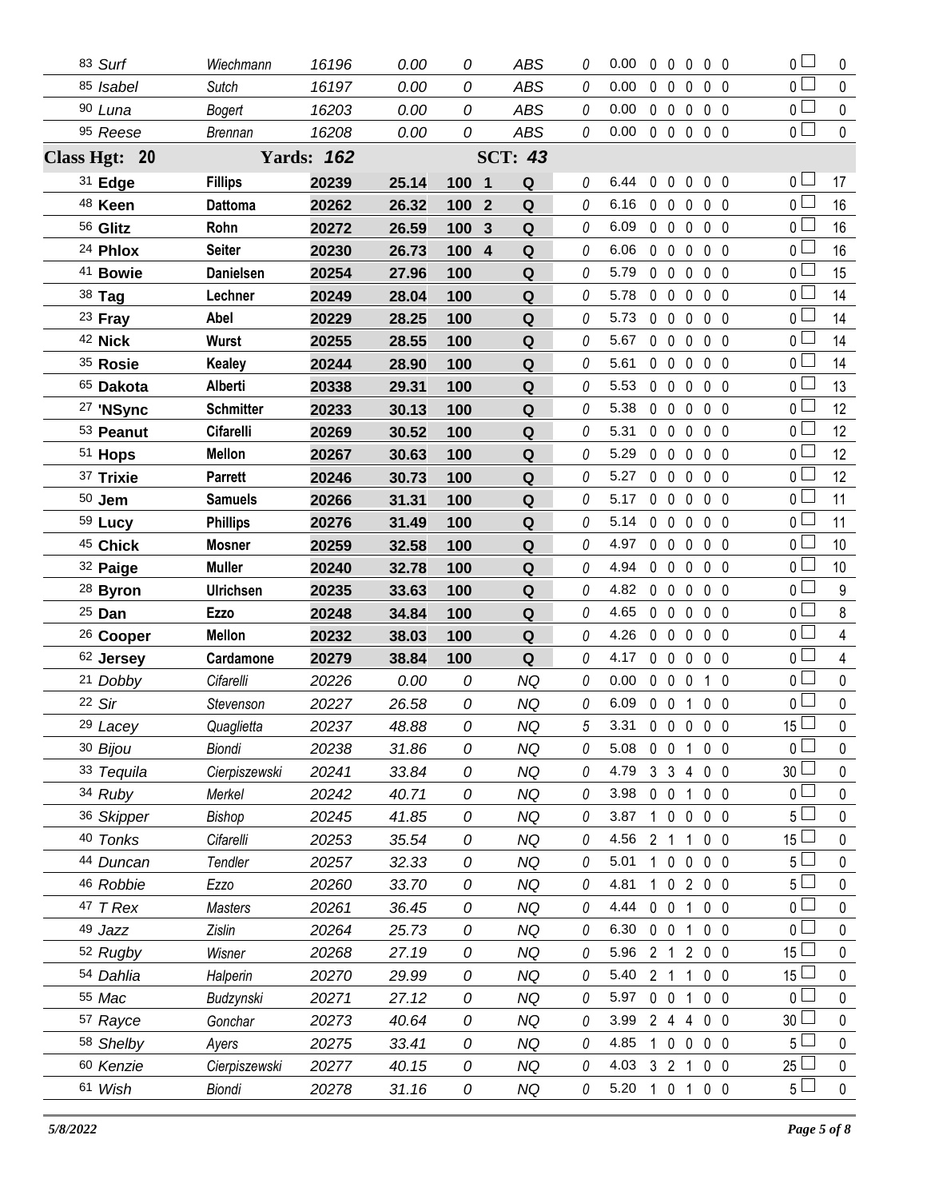| | | | | | | | | | | | | | | | |
|---|---|---|---|---|---|---|---|---|---|---|---|---|---|---|---|
| 83 *Surf* | *Wiechmann* | *16196* | *0.00* | *0* | | *ABS* | *0* | 0.00 | 0 | 0 | 0 | 0 | 0 | 0 ☐ | 0 |
| 85 *Isabel* | *Sutch* | *16197* | *0.00* | *0* | | *ABS* | *0* | 0.00 | 0 | 0 | 0 | 0 | 0 | 0 ☐ | 0 |
| 90 *Luna* | *Bogert* | *16203* | *0.00* | *0* | | *ABS* | *0* | 0.00 | 0 | 0 | 0 | 0 | 0 | 0 ☐ | 0 |
| 95 *Reese* | *Brennan* | *16208* | *0.00* | *0* | | *ABS* | *0* | 0.00 | 0 | 0 | 0 | 0 | 0 | 0 ☐ | 0 |
| **Class Hgt: 20** | | **Yards: *162*** | | | | **SCT: *43*** | | | | | | | | | |
| 31 **Edge** | **Fillips** | **20239** | **25.14** | **100** | **1** | **Q** | *0* | 6.44 | 0 | 0 | 0 | 0 | 0 | 0 ☐ | 17 |
| 48 **Keen** | **Dattoma** | **20262** | **26.32** | **100** | **2** | **Q** | *0* | 6.16 | 0 | 0 | 0 | 0 | 0 | 0 ☐ | 16 |
| 56 **Glitz** | **Rohn** | **20272** | **26.59** | **100** | **3** | **Q** | *0* | 6.09 | 0 | 0 | 0 | 0 | 0 | 0 ☐ | 16 |
| 24 **Phlox** | **Seiter** | **20230** | **26.73** | **100** | **4** | **Q** | *0* | 6.06 | 0 | 0 | 0 | 0 | 0 | 0 ☐ | 16 |
| 41 **Bowie** | **Danielsen** | **20254** | **27.96** | **100** | | **Q** | *0* | 5.79 | 0 | 0 | 0 | 0 | 0 | 0 ☐ | 15 |
| 38 **Tag** | **Lechner** | **20249** | **28.04** | **100** | | **Q** | *0* | 5.78 | 0 | 0 | 0 | 0 | 0 | 0 ☐ | 14 |
| 23 **Fray** | **Abel** | **20229** | **28.25** | **100** | | **Q** | *0* | 5.73 | 0 | 0 | 0 | 0 | 0 | 0 ☐ | 14 |
| 42 **Nick** | **Wurst** | **20255** | **28.55** | **100** | | **Q** | *0* | 5.67 | 0 | 0 | 0 | 0 | 0 | 0 ☐ | 14 |
| 35 **Rosie** | **Kealey** | **20244** | **28.90** | **100** | | **Q** | *0* | 5.61 | 0 | 0 | 0 | 0 | 0 | 0 ☐ | 14 |
| 65 **Dakota** | **Alberti** | **20338** | **29.31** | **100** | | **Q** | *0* | 5.53 | 0 | 0 | 0 | 0 | 0 | 0 ☐ | 13 |
| 27 **'NSync** | **Schmitter** | **20233** | **30.13** | **100** | | **Q** | *0* | 5.38 | 0 | 0 | 0 | 0 | 0 | 0 ☐ | 12 |
| 53 **Peanut** | **Cifarelli** | **20269** | **30.52** | **100** | | **Q** | *0* | 5.31 | 0 | 0 | 0 | 0 | 0 | 0 ☐ | 12 |
| 51 **Hops** | **Mellon** | **20267** | **30.63** | **100** | | **Q** | *0* | 5.29 | 0 | 0 | 0 | 0 | 0 | 0 ☐ | 12 |
| 37 **Trixie** | **Parrett** | **20246** | **30.73** | **100** | | **Q** | *0* | 5.27 | 0 | 0 | 0 | 0 | 0 | 0 ☐ | 12 |
| 50 **Jem** | **Samuels** | **20266** | **31.31** | **100** | | **Q** | *0* | 5.17 | 0 | 0 | 0 | 0 | 0 | 0 ☐ | 11 |
| 59 **Lucy** | **Phillips** | **20276** | **31.49** | **100** | | **Q** | *0* | 5.14 | 0 | 0 | 0 | 0 | 0 | 0 ☐ | 11 |
| 45 **Chick** | **Mosner** | **20259** | **32.58** | **100** | | **Q** | *0* | 4.97 | 0 | 0 | 0 | 0 | 0 | 0 ☐ | 10 |
| 32 **Paige** | **Muller** | **20240** | **32.78** | **100** | | **Q** | *0* | 4.94 | 0 | 0 | 0 | 0 | 0 | 0 ☐ | 10 |
| 28 **Byron** | **Ulrichsen** | **20235** | **33.63** | **100** | | **Q** | *0* | 4.82 | 0 | 0 | 0 | 0 | 0 | 0 ☐ | 9 |
| 25 **Dan** | **Ezzo** | **20248** | **34.84** | **100** | | **Q** | *0* | 4.65 | 0 | 0 | 0 | 0 | 0 | 0 ☐ | 8 |
| 26 **Cooper** | **Mellon** | **20232** | **38.03** | **100** | | **Q** | *0* | 4.26 | 0 | 0 | 0 | 0 | 0 | 0 ☐ | 4 |
| 62 **Jersey** | **Cardamone** | **20279** | **38.84** | **100** | | **Q** | *0* | 4.17 | 0 | 0 | 0 | 0 | 0 | 0 ☐ | 4 |
| 21 *Dobby* | *Cifarelli* | *20226* | *0.00* | *0* | | *NQ* | *0* | 0.00 | 0 | 0 | 0 | 1 | 0 | 0 ☐ | 0 |
| 22 *Sir* | *Stevenson* | *20227* | *26.58* | *0* | | *NQ* | *0* | 6.09 | 0 | 0 | 1 | 0 | 0 | 0 ☐ | 0 |
| 29 *Lacey* | *Quaglietta* | *20237* | *48.88* | *0* | | *NQ* | *5* | 3.31 | 0 | 0 | 0 | 0 | 0 | 15 ☐ | 0 |
| 30 *Bijou* | *Biondi* | *20238* | *31.86* | *0* | | *NQ* | *0* | 5.08 | 0 | 0 | 1 | 0 | 0 | 0 ☐ | 0 |
| 33 *Tequila* | *Cierpiszewski* | *20241* | *33.84* | *0* | | *NQ* | *0* | 4.79 | 3 | 3 | 4 | 0 | 0 | 30 ☐ | 0 |
| 34 *Ruby* | *Merkel* | *20242* | *40.71* | *0* | | *NQ* | *0* | 3.98 | 0 | 0 | 1 | 0 | 0 | 0 ☐ | 0 |
| 36 *Skipper* | *Bishop* | *20245* | *41.85* | *0* | | *NQ* | *0* | 3.87 | 1 | 0 | 0 | 0 | 0 | 5 ☐ | 0 |
| 40 *Tonks* | *Cifarelli* | *20253* | *35.54* | *0* | | *NQ* | *0* | 4.56 | 2 | 1 | 1 | 0 | 0 | 15 ☐ | 0 |
| 44 *Duncan* | *Tendler* | *20257* | *32.33* | *0* | | *NQ* | *0* | 5.01 | 1 | 0 | 0 | 0 | 0 | 5 ☐ | 0 |
| 46 *Robbie* | *Ezzo* | *20260* | *33.70* | *0* | | *NQ* | *0* | 4.81 | 1 | 0 | 2 | 0 | 0 | 5 ☐ | 0 |
| 47 *T Rex* | *Masters* | *20261* | *36.45* | *0* | | *NQ* | *0* | 4.44 | 0 | 0 | 1 | 0 | 0 | 0 ☐ | 0 |
| 49 *Jazz* | *Zislin* | *20264* | *25.73* | *0* | | *NQ* | *0* | 6.30 | 0 | 0 | 1 | 0 | 0 | 0 ☐ | 0 |
| 52 *Rugby* | *Wisner* | *20268* | *27.19* | *0* | | *NQ* | *0* | 5.96 | 2 | 1 | 2 | 0 | 0 | 15 ☐ | 0 |
| 54 *Dahlia* | *Halperin* | *20270* | *29.99* | *0* | | *NQ* | *0* | 5.40 | 2 | 1 | 1 | 0 | 0 | 15 ☐ | 0 |
| 55 *Mac* | *Budzynski* | *20271* | *27.12* | *0* | | *NQ* | *0* | 5.97 | 0 | 0 | 1 | 0 | 0 | 0 ☐ | 0 |
| 57 *Rayce* | *Gonchar* | *20273* | *40.64* | *0* | | *NQ* | *0* | 3.99 | 2 | 4 | 4 | 0 | 0 | 30 ☐ | 0 |
| 58 *Shelby* | *Ayers* | *20275* | *33.41* | *0* | | *NQ* | *0* | 4.85 | 1 | 0 | 0 | 0 | 0 | 5 ☐ | 0 |
| 60 *Kenzie* | *Cierpiszewski* | *20277* | *40.15* | *0* | | *NQ* | *0* | 4.03 | 3 | 2 | 1 | 0 | 0 | 25 ☐ | 0 |
| 61 *Wish* | *Biondi* | *20278* | *31.16* | *0* | | *NQ* | *0* | 5.20 | 1 | 0 | 1 | 0 | 0 | 5 ☐ | 0 |

*5/8/2022*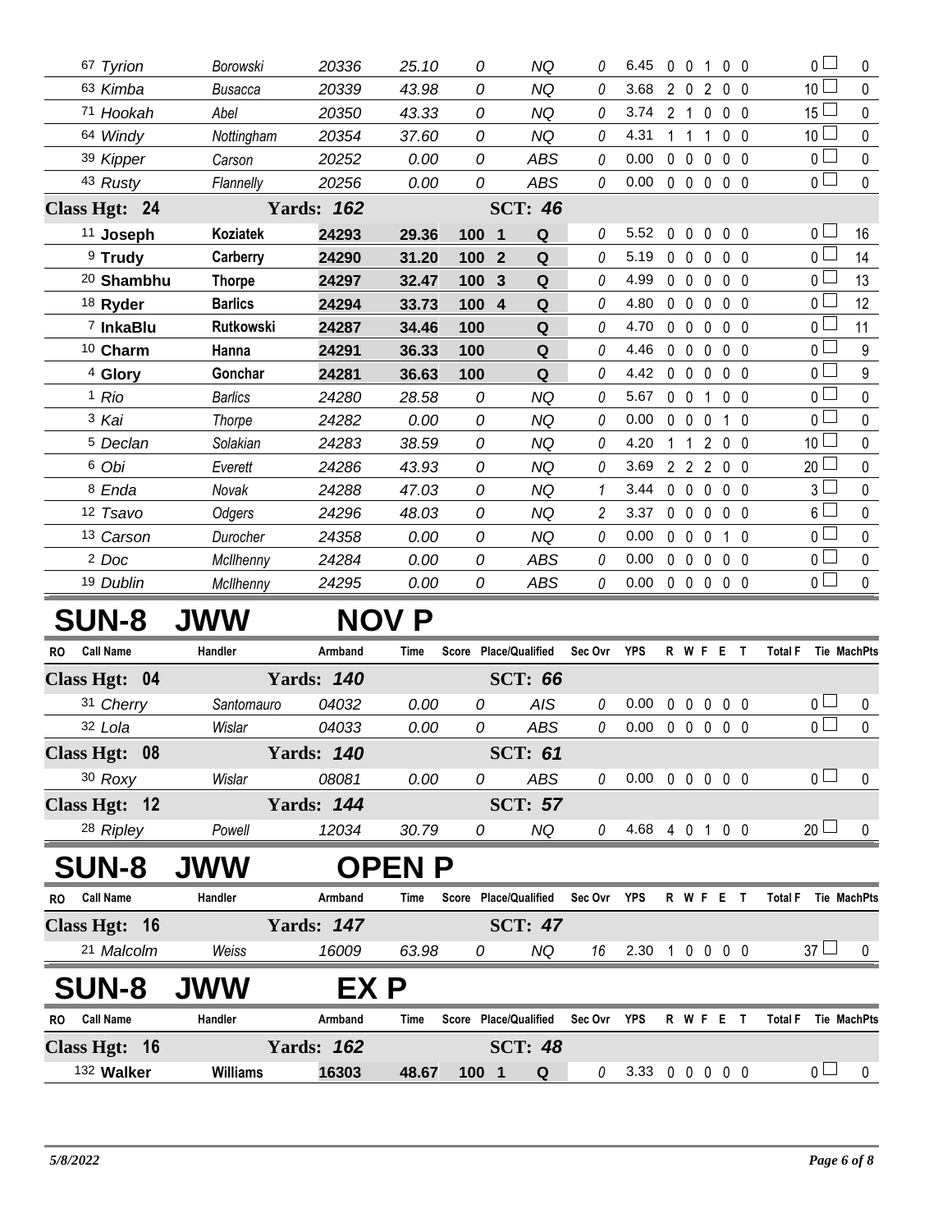| RO | Call Name | Handler | Armband | Time | Score | Place/Qualified | Sec Ovr | YPS | R | W | F | E | T | Total F | Tie | MachPts |
|---|---|---|---|---|---|---|---|---|---|---|---|---|---|---|---|---|
| 67 | Tyrion | Borowski | 20336 | 25.10 | 0 | NQ | 0 | 6.45 | 0 | 0 | 1 | 0 | 0 | 0 | | 0 |
| 63 | Kimba | Busacca | 20339 | 43.98 | 0 | NQ | 0 | 3.68 | 2 | 0 | 2 | 0 | 0 | 10 | | 0 |
| 71 | Hookah | Abel | 20350 | 43.33 | 0 | NQ | 0 | 3.74 | 2 | 1 | 0 | 0 | 0 | 15 | | 0 |
| 64 | Windy | Nottingham | 20354 | 37.60 | 0 | NQ | 0 | 4.31 | 1 | 1 | 1 | 0 | 0 | 10 | | 0 |
| 39 | Kipper | Carson | 20252 | 0.00 | 0 | ABS | 0 | 0.00 | 0 | 0 | 0 | 0 | 0 | 0 | | 0 |
| 43 | Rusty | Flannelly | 20256 | 0.00 | 0 | ABS | 0 | 0.00 | 0 | 0 | 0 | 0 | 0 | 0 | | 0 |
| **Class Hgt: 24** | | **Yards: 162** | | | | **SCT: 46** | | | | | | | | | | |
| 11 | **Joseph** | **Koziatek** | **24293** | **29.36** | **100** | **1 Q** | 0 | 5.52 | 0 | 0 | 0 | 0 | 0 | 0 | | 16 |
| 9 | **Trudy** | **Carberry** | **24290** | **31.20** | **100** | **2 Q** | 0 | 5.19 | 0 | 0 | 0 | 0 | 0 | 0 | | 14 |
| 20 | **Shambhu** | **Thorpe** | **24297** | **32.47** | **100** | **3 Q** | 0 | 4.99 | 0 | 0 | 0 | 0 | 0 | 0 | | 13 |
| 18 | **Ryder** | **Barlics** | **24294** | **33.73** | **100** | **4 Q** | 0 | 4.80 | 0 | 0 | 0 | 0 | 0 | 0 | | 12 |
| 7 | **InkaBlu** | **Rutkowski** | **24287** | **34.46** | **100** | **Q** | 0 | 4.70 | 0 | 0 | 0 | 0 | 0 | 0 | | 11 |
| 10 | **Charm** | **Hanna** | **24291** | **36.33** | **100** | **Q** | 0 | 4.46 | 0 | 0 | 0 | 0 | 0 | 0 | | 9 |
| 4 | **Glory** | **Gonchar** | **24281** | **36.63** | **100** | **Q** | 0 | 4.42 | 0 | 0 | 0 | 0 | 0 | 0 | | 9 |
| 1 | Rio | Barlics | 24280 | 28.58 | 0 | NQ | 0 | 5.67 | 0 | 0 | 1 | 0 | 0 | 0 | | 0 |
| 3 | Kai | Thorpe | 24282 | 0.00 | 0 | NQ | 0 | 0.00 | 0 | 0 | 0 | 1 | 0 | 0 | | 0 |
| 5 | Declan | Solakian | 24283 | 38.59 | 0 | NQ | 0 | 4.20 | 1 | 1 | 2 | 0 | 0 | 10 | | 0 |
| 6 | Obi | Everett | 24286 | 43.93 | 0 | NQ | 0 | 3.69 | 2 | 2 | 2 | 0 | 0 | 20 | | 0 |
| 8 | Enda | Novak | 24288 | 47.03 | 0 | NQ | 1 | 3.44 | 0 | 0 | 0 | 0 | 0 | 3 | | 0 |
| 12 | Tsavo | Odgers | 24296 | 48.03 | 0 | NQ | 2 | 3.37 | 0 | 0 | 0 | 0 | 0 | 6 | | 0 |
| 13 | Carson | Durocher | 24358 | 0.00 | 0 | NQ | 0 | 0.00 | 0 | 0 | 0 | 1 | 0 | 0 | | 0 |
| 2 | Doc | McIlhenny | 24284 | 0.00 | 0 | ABS | 0 | 0.00 | 0 | 0 | 0 | 0 | 0 | 0 | | 0 |
| 19 | Dublin | McIlhenny | 24295 | 0.00 | 0 | ABS | 0 | 0.00 | 0 | 0 | 0 | 0 | 0 | 0 | | 0 |

# SUN-8 JWW NOV P

| RO | Call Name | Handler | Armband | Time | Score | Place/Qualified | Sec Ovr | YPS | R | W | F | E | T | Total F | Tie | MachPts |
|---|---|---|---|---|---|---|---|---|---|---|---|---|---|---|---|---|
| **Class Hgt: 04** | | **Yards: 140** | | | | **SCT: 66** | | | | | | | | | | |
| 31 | Cherry | Santomauro | 04032 | 0.00 | 0 | AIS | 0 | 0.00 | 0 | 0 | 0 | 0 | 0 | 0 | | 0 |
| 32 | Lola | Wislar | 04033 | 0.00 | 0 | ABS | 0 | 0.00 | 0 | 0 | 0 | 0 | 0 | 0 | | 0 |
| **Class Hgt: 08** | | **Yards: 140** | | | | **SCT: 61** | | | | | | | | | | |
| 30 | Roxy | Wislar | 08081 | 0.00 | 0 | ABS | 0 | 0.00 | 0 | 0 | 0 | 0 | 0 | 0 | | 0 |
| **Class Hgt: 12** | | **Yards: 144** | | | | **SCT: 57** | | | | | | | | | | |
| 28 | Ripley | Powell | 12034 | 30.79 | 0 | NQ | 0 | 4.68 | 4 | 0 | 1 | 0 | 0 | 20 | | 0 |

# SUN-8 JWW OPEN P

| RO | Call Name | Handler | Armband | Time | Score | Place/Qualified | Sec Ovr | YPS | R | W | F | E | T | Total F | Tie | MachPts |
|---|---|---|---|---|---|---|---|---|---|---|---|---|---|---|---|---|
| **Class Hgt: 16** | | **Yards: 147** | | | | **SCT: 47** | | | | | | | | | | |
| 21 | Malcolm | Weiss | 16009 | 63.98 | 0 | NQ | 16 | 2.30 | 1 | 0 | 0 | 0 | 0 | 37 | | 0 |

# SUN-8 JWW EX P

| RO | Call Name | Handler | Armband | Time | Score | Place/Qualified | Sec Ovr | YPS | R | W | F | E | T | Total F | Tie | MachPts |
|---|---|---|---|---|---|---|---|---|---|---|---|---|---|---|---|---|
| **Class Hgt: 16** | | **Yards: 162** | | | | **SCT: 48** | | | | | | | | | | |
| 132 | **Walker** | **Williams** | **16303** | **48.67** | **100** | **1 Q** | 0 | 3.33 | 0 | 0 | 0 | 0 | 0 | 0 | | 0 |

5/8/2022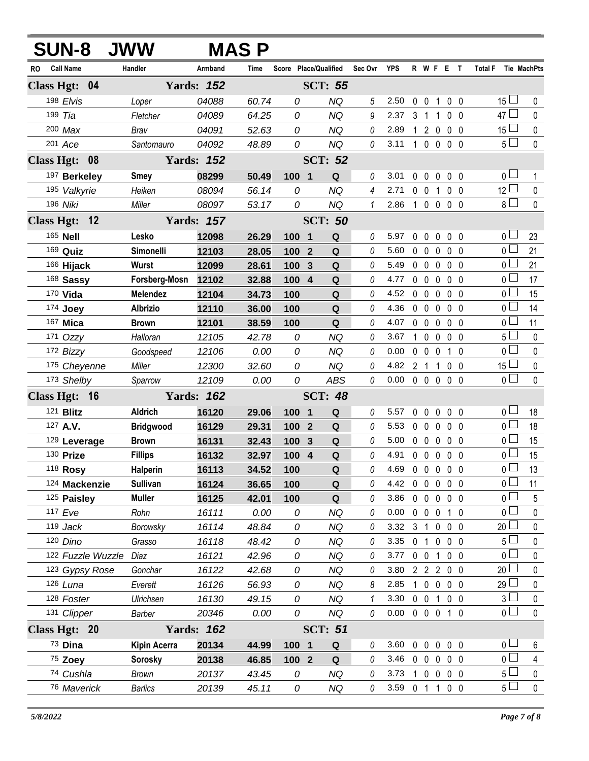# SUN-8 JWW MAS P

| RO | Call Name | Handler | Armband | Time | Score | Place/Qualified | Sec Ovr | YPS | R | W | F | E | T | Total F | Tie | MachPts |
|---|---|---|---|---|---|---|---|---|---|---|---|---|---|---|---|---|
| **Class Hgt: 04** | | **Yards: 152** | | | | **SCT: 55** | | | | | | | | | | |
| 198 | *Elvis* | *Loper* | *04088* | *60.74* | *0* | *NQ* | *5* | 2.50 | 0 | 0 | 1 | 0 | 0 | 15 | | 0 |
| 199 | *Tia* | *Fletcher* | *04089* | *64.25* | *0* | *NQ* | *9* | 2.37 | 3 | 1 | 1 | 0 | 0 | 47 | | 0 |
| 200 | *Max* | *Brav* | *04091* | *52.63* | *0* | *NQ* | *0* | 2.89 | 1 | 2 | 0 | 0 | 0 | 15 | | 0 |
| 201 | *Ace* | *Santomauro* | *04092* | *48.89* | *0* | *NQ* | *0* | 3.11 | 1 | 0 | 0 | 0 | 0 | 5 | | 0 |
| **Class Hgt: 08** | | **Yards: 152** | | | | **SCT: 52** | | | | | | | | | | |
| 197 | **Berkeley** | **Smey** | **08299** | **50.49** | **100 1** | **Q** | *0* | 3.01 | 0 | 0 | 0 | 0 | 0 | 0 | | 1 |
| 195 | *Valkyrie* | *Heiken* | *08094* | *56.14* | *0* | *NQ* | *4* | 2.71 | 0 | 0 | 1 | 0 | 0 | 12 | | 0 |
| 196 | *Niki* | *Miller* | *08097* | *53.17* | *0* | *NQ* | *1* | 2.86 | 1 | 0 | 0 | 0 | 0 | 8 | | 0 |
| **Class Hgt: 12** | | **Yards: 157** | | | | **SCT: 50** | | | | | | | | | | |
| 165 | **Nell** | **Lesko** | **12098** | **26.29** | **100 1** | **Q** | *0* | 5.97 | 0 | 0 | 0 | 0 | 0 | 0 | | 23 |
| 169 | **Quiz** | **Simonelli** | **12103** | **28.05** | **100 2** | **Q** | *0* | 5.60 | 0 | 0 | 0 | 0 | 0 | 0 | | 21 |
| 166 | **Hijack** | **Wurst** | **12099** | **28.61** | **100 3** | **Q** | *0* | 5.49 | 0 | 0 | 0 | 0 | 0 | 0 | | 21 |
| 168 | **Sassy** | **Forsberg-Mosn** | **12102** | **32.88** | **100 4** | **Q** | *0* | 4.77 | 0 | 0 | 0 | 0 | 0 | 0 | | 17 |
| 170 | **Vida** | **Melendez** | **12104** | **34.73** | **100** | **Q** | *0* | 4.52 | 0 | 0 | 0 | 0 | 0 | 0 | | 15 |
| 174 | **Joey** | **Albrizio** | **12110** | **36.00** | **100** | **Q** | *0* | 4.36 | 0 | 0 | 0 | 0 | 0 | 0 | | 14 |
| 167 | **Mica** | **Brown** | **12101** | **38.59** | **100** | **Q** | *0* | 4.07 | 0 | 0 | 0 | 0 | 0 | 0 | | 11 |
| 171 | *Ozzy* | *Halloran* | *12105* | *42.78* | *0* | *NQ* | *0* | 3.67 | 1 | 0 | 0 | 0 | 0 | 5 | | 0 |
| 172 | *Bizzy* | *Goodspeed* | *12106* | *0.00* | *0* | *NQ* | *0* | 0.00 | 0 | 0 | 0 | 1 | 0 | 0 | | 0 |
| 175 | *Cheyenne* | *Miller* | *12300* | *32.60* | *0* | *NQ* | *0* | 4.82 | 2 | 1 | 1 | 0 | 0 | 15 | | 0 |
| 173 | *Shelby* | *Sparrow* | *12109* | *0.00* | *0* | *ABS* | *0* | 0.00 | 0 | 0 | 0 | 0 | 0 | 0 | | 0 |
| **Class Hgt: 16** | | **Yards: 162** | | | | **SCT: 48** | | | | | | | | | | |
| 121 | **Blitz** | **Aldrich** | **16120** | **29.06** | **100 1** | **Q** | *0* | 5.57 | 0 | 0 | 0 | 0 | 0 | 0 | | 18 |
| 127 | **A.V.** | **Bridgwood** | **16129** | **29.31** | **100 2** | **Q** | *0* | 5.53 | 0 | 0 | 0 | 0 | 0 | 0 | | 18 |
| 129 | **Leverage** | **Brown** | **16131** | **32.43** | **100 3** | **Q** | *0* | 5.00 | 0 | 0 | 0 | 0 | 0 | 0 | | 15 |
| 130 | **Prize** | **Fillips** | **16132** | **32.97** | **100 4** | **Q** | *0* | 4.91 | 0 | 0 | 0 | 0 | 0 | 0 | | 15 |
| 118 | **Rosy** | **Halperin** | **16113** | **34.52** | **100** | **Q** | *0* | 4.69 | 0 | 0 | 0 | 0 | 0 | 0 | | 13 |
| 124 | **Mackenzie** | **Sullivan** | **16124** | **36.65** | **100** | **Q** | *0* | 4.42 | 0 | 0 | 0 | 0 | 0 | 0 | | 11 |
| 125 | **Paisley** | **Muller** | **16125** | **42.01** | **100** | **Q** | *0* | 3.86 | 0 | 0 | 0 | 0 | 0 | 0 | | 5 |
| 117 | *Eve* | *Rohn* | *16111* | *0.00* | *0* | *NQ* | *0* | 0.00 | 0 | 0 | 0 | 1 | 0 | 0 | | 0 |
| 119 | *Jack* | *Borowsky* | *16114* | *48.84* | *0* | *NQ* | *0* | 3.32 | 3 | 1 | 0 | 0 | 0 | 20 | | 0 |
| 120 | *Dino* | *Grasso* | *16118* | *48.42* | *0* | *NQ* | *0* | 3.35 | 0 | 1 | 0 | 0 | 0 | 5 | | 0 |
| 122 | *Fuzzle Wuzzle* | *Diaz* | *16121* | *42.96* | *0* | *NQ* | *0* | 3.77 | 0 | 0 | 1 | 0 | 0 | 0 | | 0 |
| 123 | *Gypsy Rose* | *Gonchar* | *16122* | *42.68* | *0* | *NQ* | *0* | 3.80 | 2 | 2 | 2 | 0 | 0 | 20 | | 0 |
| 126 | *Luna* | *Everett* | *16126* | *56.93* | *0* | *NQ* | *8* | 2.85 | 1 | 0 | 0 | 0 | 0 | 29 | | 0 |
| 128 | *Foster* | *Ulrichsen* | *16130* | *49.15* | *0* | *NQ* | *1* | 3.30 | 0 | 0 | 1 | 0 | 0 | 3 | | 0 |
| 131 | *Clipper* | *Barber* | *20346* | *0.00* | *0* | *NQ* | *0* | 0.00 | 0 | 0 | 0 | 1 | 0 | 0 | | 0 |
| **Class Hgt: 20** | | **Yards: 162** | | | | **SCT: 51** | | | | | | | | | | |
| 73 | **Dina** | **Kipin Acerra** | **20134** | **44.99** | **100 1** | **Q** | *0* | 3.60 | 0 | 0 | 0 | 0 | 0 | 0 | | 6 |
| 75 | **Zoey** | **Sorosky** | **20138** | **46.85** | **100 2** | **Q** | *0* | 3.46 | 0 | 0 | 0 | 0 | 0 | 0 | | 4 |
| 74 | *Cushla* | *Brown* | *20137* | *43.45* | *0* | *NQ* | *0* | 3.73 | 1 | 0 | 0 | 0 | 0 | 5 | | 0 |
| 76 | *Maverick* | *Barlics* | *20139* | *45.11* | *0* | *NQ* | *0* | 3.59 | 0 | 1 | 1 | 0 | 0 | 5 | | 0 |

*5/8/2022*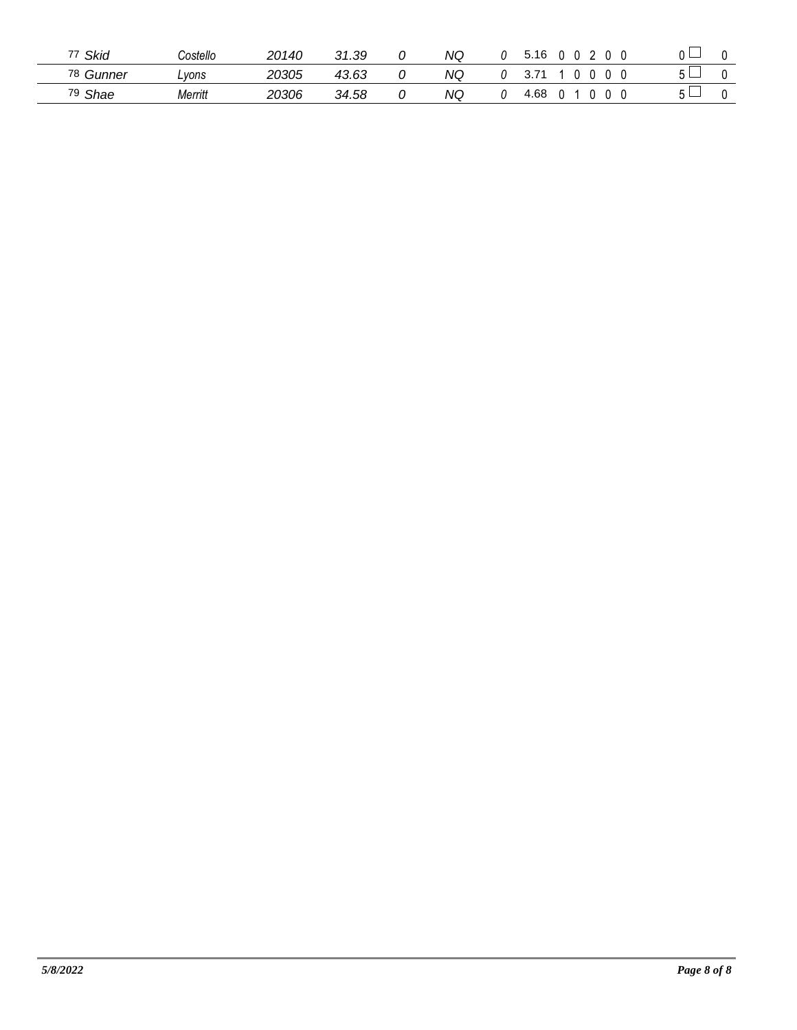| | | | | | | | | | | | | | | | |
|---|---|---|---|---|---|---|---|---|---|---|---|---|---|---|---|
| 77 | *Skid* | *Costello* | *20140* | *31.39* | *0* | *NQ* | *0* | 5.16 | 0 | 0 | 2 | 0 | 0 | 0 ☐ | 0 |
| 78 | *Gunner* | *Lyons* | *20305* | *43.63* | *0* | *NQ* | *0* | 3.71 | 1 | 0 | 0 | 0 | 0 | 5 ☐ | 0 |
| 79 | *Shae* | *Merritt* | *20306* | *34.58* | *0* | *NQ* | *0* | 4.68 | 0 | 1 | 0 | 0 | 0 | 5 ☐ | 0 |

*5/8/2022*